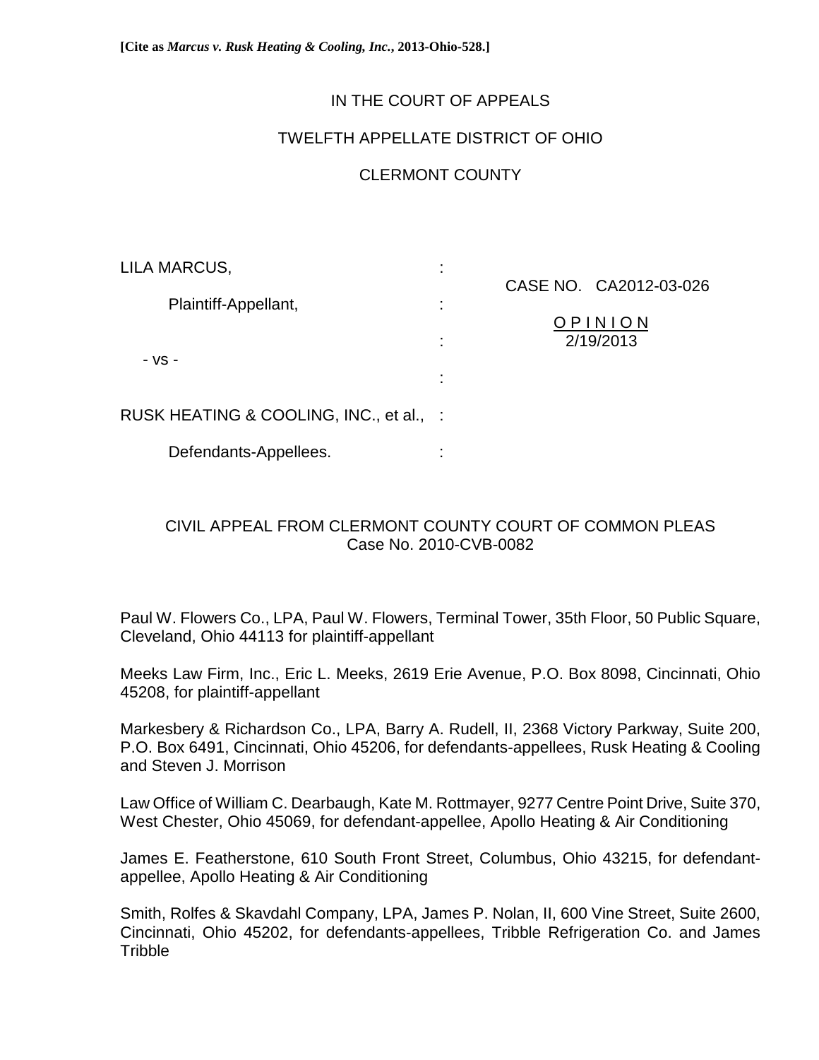**[Cite as *Marcus v. Rusk Heating & Cooling, Inc.*, 2013-Ohio-528.]**

IN THE COURT OF APPEALS

TWELFTH APPELLATE DISTRICT OF OHIO

CLERMONT COUNTY

LILA MARCUS, :

Plaintiff-Appellant, :

CASE NO. CA2012-03-026

O P I N I O N
2/19/2013

- vs - :

:

RUSK HEATING & COOLING, INC., et al., :

Defendants-Appellees. :

CIVIL APPEAL FROM CLERMONT COUNTY COURT OF COMMON PLEAS
Case No. 2010-CVB-0082

Paul W. Flowers Co., LPA, Paul W. Flowers, Terminal Tower, 35th Floor, 50 Public Square, Cleveland, Ohio 44113 for plaintiff-appellant

Meeks Law Firm, Inc., Eric L. Meeks, 2619 Erie Avenue, P.O. Box 8098, Cincinnati, Ohio 45208, for plaintiff-appellant

Markesbery & Richardson Co., LPA, Barry A. Rudell, II, 2368 Victory Parkway, Suite 200, P.O. Box 6491, Cincinnati, Ohio 45206, for defendants-appellees, Rusk Heating & Cooling and Steven J. Morrison

Law Office of William C. Dearbaugh, Kate M. Rottmayer, 9277 Centre Point Drive, Suite 370, West Chester, Ohio 45069, for defendant-appellee, Apollo Heating & Air Conditioning

James E. Featherstone, 610 South Front Street, Columbus, Ohio 43215, for defendant-appellee, Apollo Heating & Air Conditioning

Smith, Rolfes & Skavdahl Company, LPA, James P. Nolan, II, 600 Vine Street, Suite 2600, Cincinnati, Ohio 45202, for defendants-appellees, Tribble Refrigeration Co. and James Tribble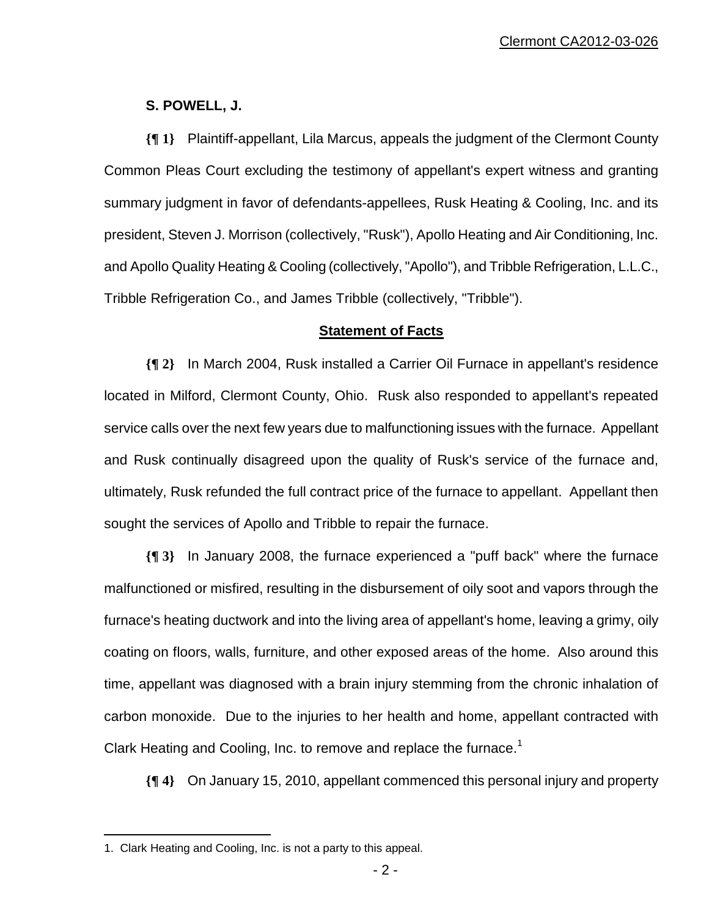**S. POWELL, J.**

**{¶ 1}** Plaintiff-appellant, Lila Marcus, appeals the judgment of the Clermont County Common Pleas Court excluding the testimony of appellant's expert witness and granting summary judgment in favor of defendants-appellees, Rusk Heating & Cooling, Inc. and its president, Steven J. Morrison (collectively, "Rusk"), Apollo Heating and Air Conditioning, Inc. and Apollo Quality Heating & Cooling (collectively, "Apollo"), and Tribble Refrigeration, L.L.C., Tribble Refrigeration Co., and James Tribble (collectively, "Tribble").

## Statement of Facts

**{¶ 2}** In March 2004, Rusk installed a Carrier Oil Furnace in appellant's residence located in Milford, Clermont County, Ohio. Rusk also responded to appellant's repeated service calls over the next few years due to malfunctioning issues with the furnace. Appellant and Rusk continually disagreed upon the quality of Rusk's service of the furnace and, ultimately, Rusk refunded the full contract price of the furnace to appellant. Appellant then sought the services of Apollo and Tribble to repair the furnace.

**{¶ 3}** In January 2008, the furnace experienced a "puff back" where the furnace malfunctioned or misfired, resulting in the disbursement of oily soot and vapors through the furnace's heating ductwork and into the living area of appellant's home, leaving a grimy, oily coating on floors, walls, furniture, and other exposed areas of the home. Also around this time, appellant was diagnosed with a brain injury stemming from the chronic inhalation of carbon monoxide. Due to the injuries to her health and home, appellant contracted with Clark Heating and Cooling, Inc. to remove and replace the furnace.[1]

**{¶ 4}** On January 15, 2010, appellant commenced this personal injury and property

---

1. Clark Heating and Cooling, Inc. is not a party to this appeal.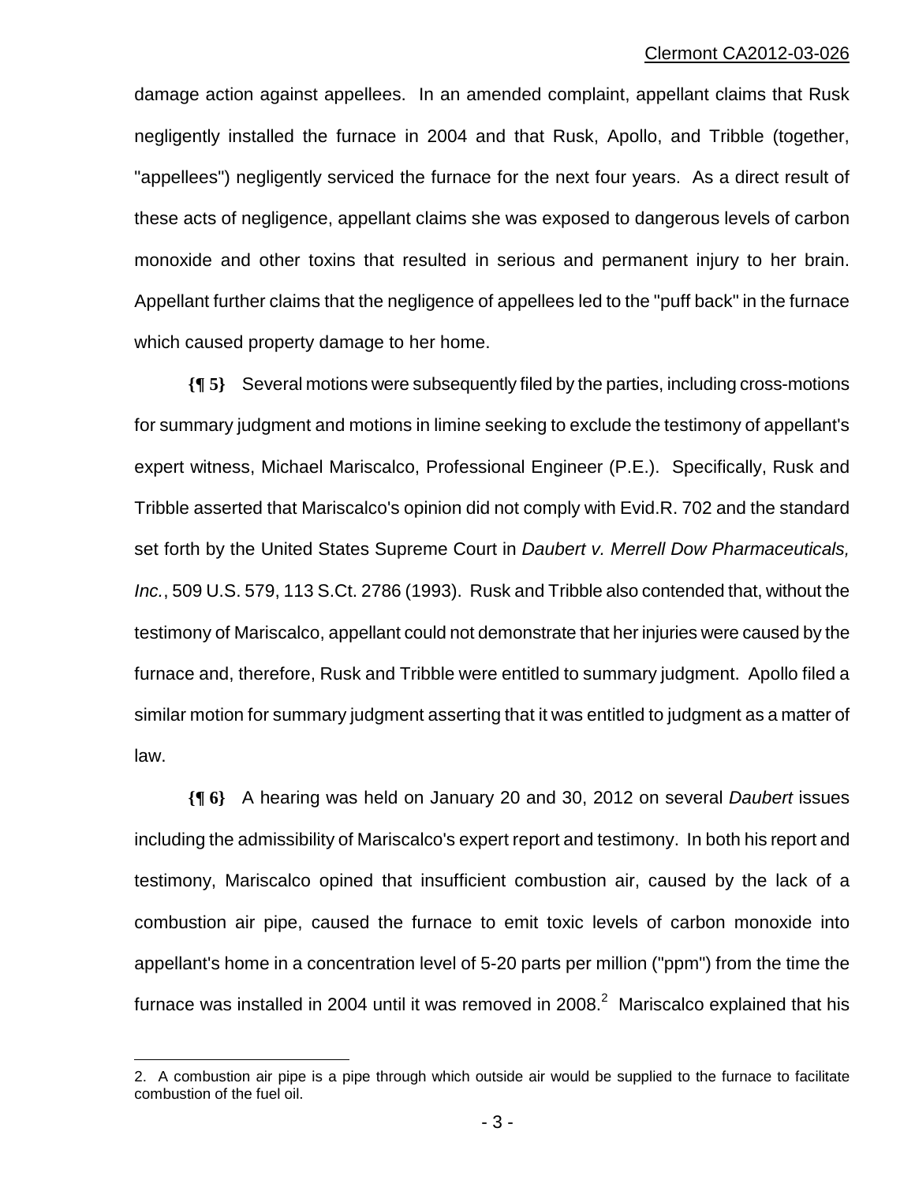damage action against appellees. In an amended complaint, appellant claims that Rusk negligently installed the furnace in 2004 and that Rusk, Apollo, and Tribble (together, "appellees") negligently serviced the furnace for the next four years. As a direct result of these acts of negligence, appellant claims she was exposed to dangerous levels of carbon monoxide and other toxins that resulted in serious and permanent injury to her brain. Appellant further claims that the negligence of appellees led to the "puff back" in the furnace which caused property damage to her home.

**{¶ 5}** Several motions were subsequently filed by the parties, including cross-motions for summary judgment and motions in limine seeking to exclude the testimony of appellant's expert witness, Michael Mariscalco, Professional Engineer (P.E.). Specifically, Rusk and Tribble asserted that Mariscalco's opinion did not comply with Evid.R. 702 and the standard set forth by the United States Supreme Court in *Daubert v. Merrell Dow Pharmaceuticals, Inc.*, 509 U.S. 579, 113 S.Ct. 2786 (1993). Rusk and Tribble also contended that, without the testimony of Mariscalco, appellant could not demonstrate that her injuries were caused by the furnace and, therefore, Rusk and Tribble were entitled to summary judgment. Apollo filed a similar motion for summary judgment asserting that it was entitled to judgment as a matter of law.

**{¶ 6}** A hearing was held on January 20 and 30, 2012 on several *Daubert* issues including the admissibility of Mariscalco's expert report and testimony. In both his report and testimony, Mariscalco opined that insufficient combustion air, caused by the lack of a combustion air pipe, caused the furnace to emit toxic levels of carbon monoxide into appellant's home in a concentration level of 5-20 parts per million ("ppm") from the time the furnace was installed in 2004 until it was removed in 2008.[2] Mariscalco explained that his

---

2. A combustion air pipe is a pipe through which outside air would be supplied to the furnace to facilitate combustion of the fuel oil.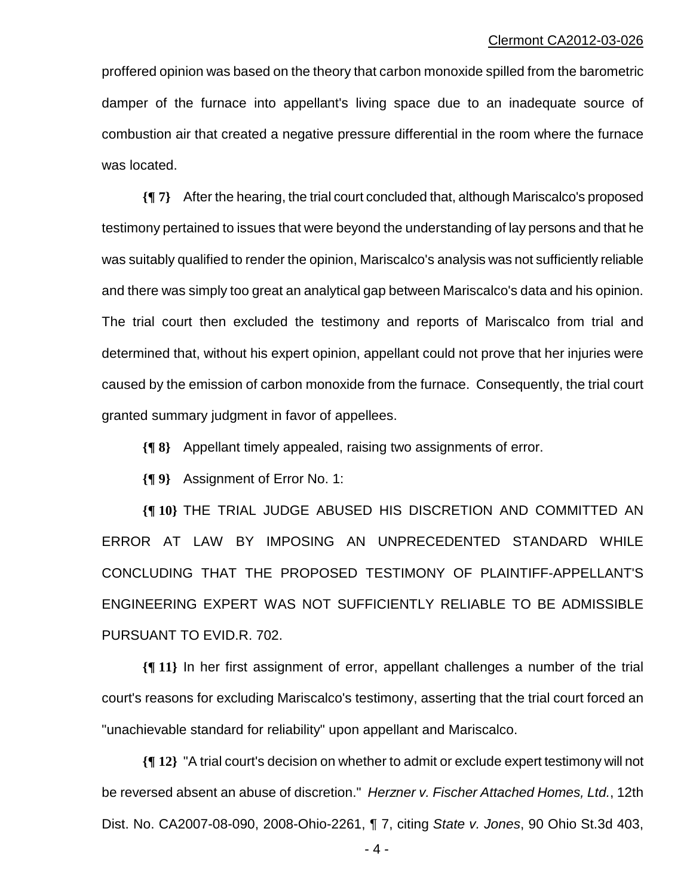proffered opinion was based on the theory that carbon monoxide spilled from the barometric damper of the furnace into appellant's living space due to an inadequate source of combustion air that created a negative pressure differential in the room where the furnace was located.

**{¶ 7}** After the hearing, the trial court concluded that, although Mariscalco's proposed testimony pertained to issues that were beyond the understanding of lay persons and that he was suitably qualified to render the opinion, Mariscalco's analysis was not sufficiently reliable and there was simply too great an analytical gap between Mariscalco's data and his opinion. The trial court then excluded the testimony and reports of Mariscalco from trial and determined that, without his expert opinion, appellant could not prove that her injuries were caused by the emission of carbon monoxide from the furnace. Consequently, the trial court granted summary judgment in favor of appellees.

**{¶ 8}** Appellant timely appealed, raising two assignments of error.

**{¶ 9}** Assignment of Error No. 1:

**{¶ 10}** THE TRIAL JUDGE ABUSED HIS DISCRETION AND COMMITTED AN ERROR AT LAW BY IMPOSING AN UNPRECEDENTED STANDARD WHILE CONCLUDING THAT THE PROPOSED TESTIMONY OF PLAINTIFF-APPELLANT'S ENGINEERING EXPERT WAS NOT SUFFICIENTLY RELIABLE TO BE ADMISSIBLE PURSUANT TO EVID.R. 702.

**{¶ 11}** In her first assignment of error, appellant challenges a number of the trial court's reasons for excluding Mariscalco's testimony, asserting that the trial court forced an "unachievable standard for reliability" upon appellant and Mariscalco.

**{¶ 12}** "A trial court's decision on whether to admit or exclude expert testimony will not be reversed absent an abuse of discretion." *Herzner v. Fischer Attached Homes, Ltd.*, 12th Dist. No. CA2007-08-090, 2008-Ohio-2261, ¶ 7, citing *State v. Jones*, 90 Ohio St.3d 403,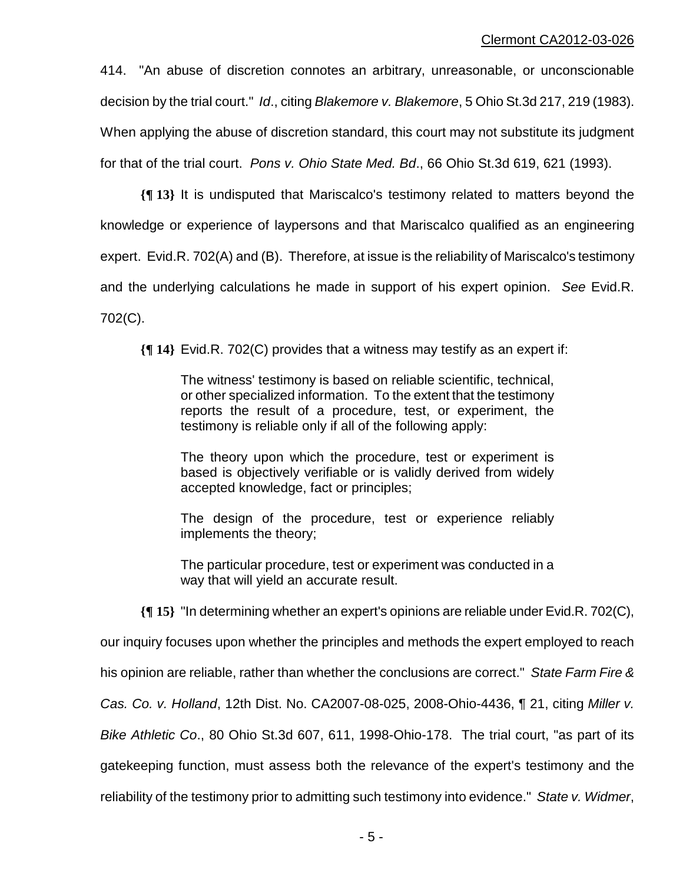414. "An abuse of discretion connotes an arbitrary, unreasonable, or unconscionable decision by the trial court." *Id*., citing *Blakemore v. Blakemore*, 5 Ohio St.3d 217, 219 (1983). When applying the abuse of discretion standard, this court may not substitute its judgment for that of the trial court. *Pons v. Ohio State Med. Bd*., 66 Ohio St.3d 619, 621 (1993).

**{¶ 13}** It is undisputed that Mariscalco's testimony related to matters beyond the knowledge or experience of laypersons and that Mariscalco qualified as an engineering expert. Evid.R. 702(A) and (B). Therefore, at issue is the reliability of Mariscalco's testimony and the underlying calculations he made in support of his expert opinion. *See* Evid.R. 702(C).

**{¶ 14}** Evid.R. 702(C) provides that a witness may testify as an expert if:

> The witness' testimony is based on reliable scientific, technical, or other specialized information. To the extent that the testimony reports the result of a procedure, test, or experiment, the testimony is reliable only if all of the following apply:
>
> The theory upon which the procedure, test or experiment is based is objectively verifiable or is validly derived from widely accepted knowledge, fact or principles;
>
> The design of the procedure, test or experience reliably implements the theory;
>
> The particular procedure, test or experiment was conducted in a way that will yield an accurate result.

**{¶ 15}** "In determining whether an expert's opinions are reliable under Evid.R. 702(C), our inquiry focuses upon whether the principles and methods the expert employed to reach his opinion are reliable, rather than whether the conclusions are correct." *State Farm Fire & Cas. Co. v. Holland*, 12th Dist. No. CA2007-08-025, 2008-Ohio-4436, ¶ 21, citing *Miller v. Bike Athletic Co*., 80 Ohio St.3d 607, 611, 1998-Ohio-178. The trial court, "as part of its gatekeeping function, must assess both the relevance of the expert's testimony and the reliability of the testimony prior to admitting such testimony into evidence." *State v. Widmer*,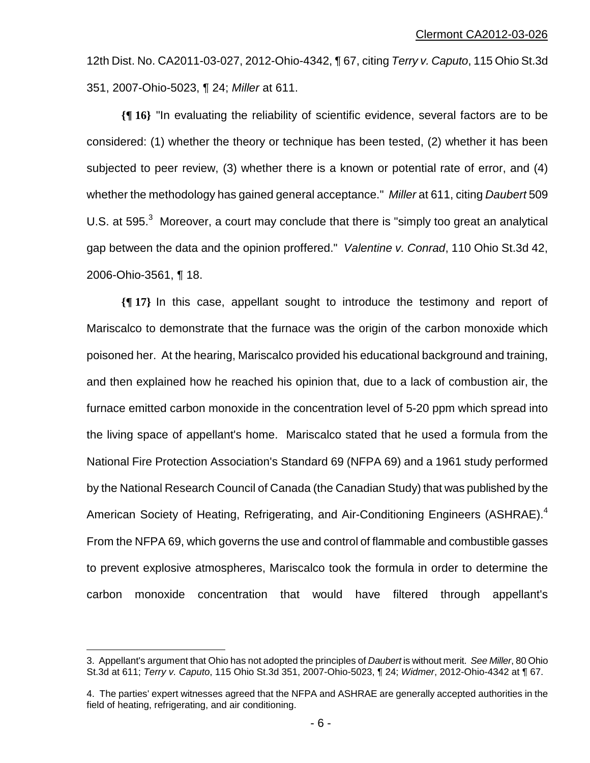12th Dist. No. CA2011-03-027, 2012-Ohio-4342, ¶ 67, citing *Terry v. Caputo*, 115 Ohio St.3d 351, 2007-Ohio-5023, ¶ 24; *Miller* at 611.

**{¶ 16}** "In evaluating the reliability of scientific evidence, several factors are to be considered: (1) whether the theory or technique has been tested, (2) whether it has been subjected to peer review, (3) whether there is a known or potential rate of error, and (4) whether the methodology has gained general acceptance." *Miller* at 611, citing *Daubert* 509 U.S. at 595.[3] Moreover, a court may conclude that there is "simply too great an analytical gap between the data and the opinion proffered." *Valentine v. Conrad*, 110 Ohio St.3d 42, 2006-Ohio-3561, ¶ 18.

**{¶ 17}** In this case, appellant sought to introduce the testimony and report of Mariscalco to demonstrate that the furnace was the origin of the carbon monoxide which poisoned her. At the hearing, Mariscalco provided his educational background and training, and then explained how he reached his opinion that, due to a lack of combustion air, the furnace emitted carbon monoxide in the concentration level of 5-20 ppm which spread into the living space of appellant's home. Mariscalco stated that he used a formula from the National Fire Protection Association's Standard 69 (NFPA 69) and a 1961 study performed by the National Research Council of Canada (the Canadian Study) that was published by the American Society of Heating, Refrigerating, and Air-Conditioning Engineers (ASHRAE).[4] From the NFPA 69, which governs the use and control of flammable and combustible gasses to prevent explosive atmospheres, Mariscalco took the formula in order to determine the carbon monoxide concentration that would have filtered through appellant's

---

3. Appellant's argument that Ohio has not adopted the principles of *Daubert* is without merit. *See Miller*, 80 Ohio St.3d at 611; *Terry v. Caputo*, 115 Ohio St.3d 351, 2007-Ohio-5023, ¶ 24; *Widmer*, 2012-Ohio-4342 at ¶ 67.

4. The parties' expert witnesses agreed that the NFPA and ASHRAE are generally accepted authorities in the field of heating, refrigerating, and air conditioning.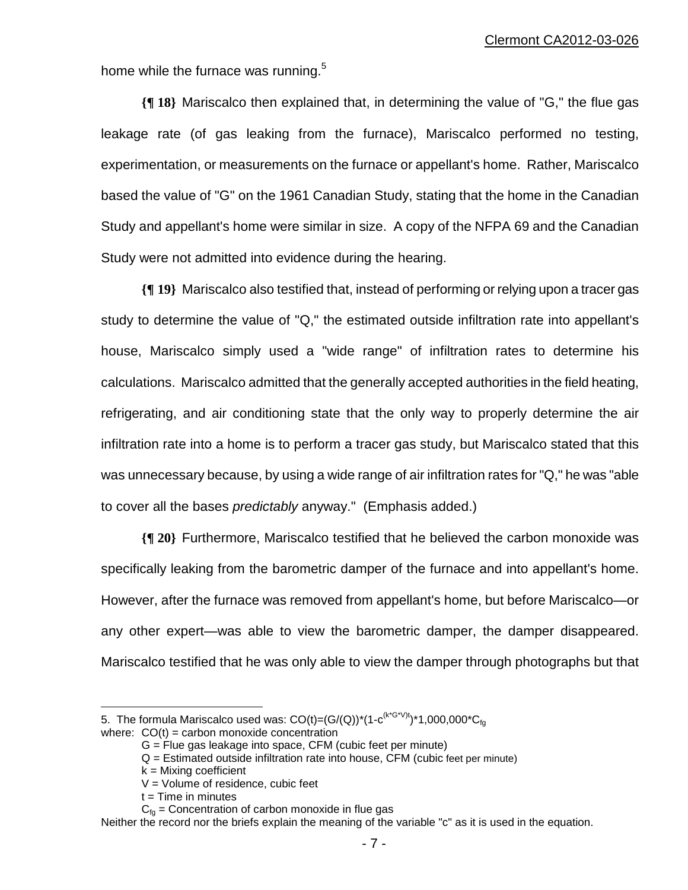home while the furnace was running.[5]

**{¶ 18}** Mariscalco then explained that, in determining the value of "G," the flue gas leakage rate (of gas leaking from the furnace), Mariscalco performed no testing, experimentation, or measurements on the furnace or appellant's home. Rather, Mariscalco based the value of "G" on the 1961 Canadian Study, stating that the home in the Canadian Study and appellant's home were similar in size. A copy of the NFPA 69 and the Canadian Study were not admitted into evidence during the hearing.

**{¶ 19}** Mariscalco also testified that, instead of performing or relying upon a tracer gas study to determine the value of "Q," the estimated outside infiltration rate into appellant's house, Mariscalco simply used a "wide range" of infiltration rates to determine his calculations. Mariscalco admitted that the generally accepted authorities in the field heating, refrigerating, and air conditioning state that the only way to properly determine the air infiltration rate into a home is to perform a tracer gas study, but Mariscalco stated that this was unnecessary because, by using a wide range of air infiltration rates for "Q," he was "able to cover all the bases *predictably* anyway." (Emphasis added.)

**{¶ 20}** Furthermore, Mariscalco testified that he believed the carbon monoxide was specifically leaking from the barometric damper of the furnace and into appellant's home. However, after the furnace was removed from appellant's home, but before Mariscalco—or any other expert—was able to view the barometric damper, the damper disappeared. Mariscalco testified that he was only able to view the damper through photographs but that

---

5. The formula Mariscalco used was: $CO(t)=(G/(Q))*(1-c^{(k*G*V)t})*1{,}000{,}000*C_{fg}$

where: $CO(t)$ = carbon monoxide concentration
- G = Flue gas leakage into space, CFM (cubic feet per minute)
- Q = Estimated outside infiltration rate into house, CFM (cubic feet per minute)
- k = Mixing coefficient
- V = Volume of residence, cubic feet
- t = Time in minutes
- $C_{fg}$ = Concentration of carbon monoxide in flue gas

Neither the record nor the briefs explain the meaning of the variable "c" as it is used in the equation.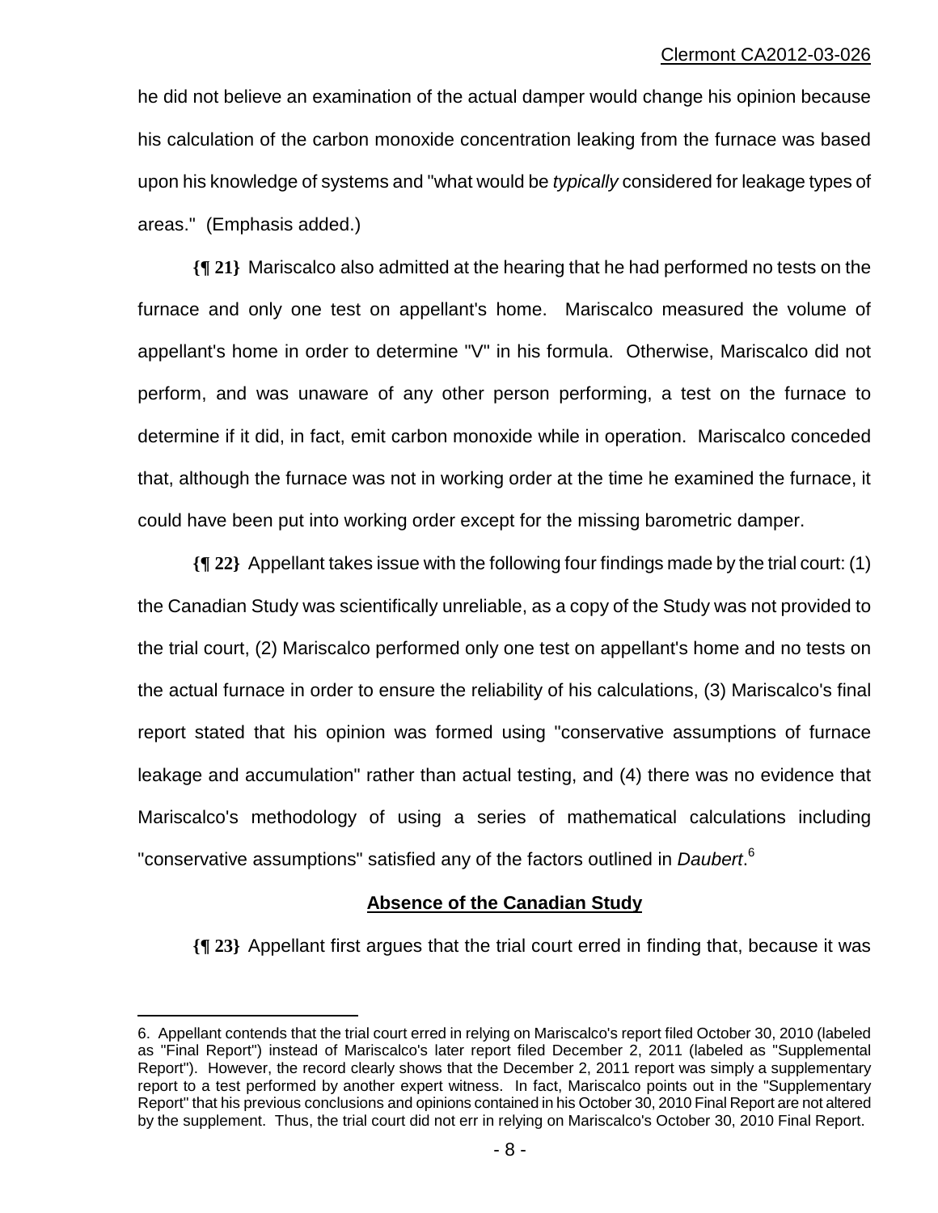he did not believe an examination of the actual damper would change his opinion because his calculation of the carbon monoxide concentration leaking from the furnace was based upon his knowledge of systems and "what would be *typically* considered for leakage types of areas." (Emphasis added.)

**{¶ 21}** Mariscalco also admitted at the hearing that he had performed no tests on the furnace and only one test on appellant's home. Mariscalco measured the volume of appellant's home in order to determine "V" in his formula. Otherwise, Mariscalco did not perform, and was unaware of any other person performing, a test on the furnace to determine if it did, in fact, emit carbon monoxide while in operation. Mariscalco conceded that, although the furnace was not in working order at the time he examined the furnace, it could have been put into working order except for the missing barometric damper.

**{¶ 22}** Appellant takes issue with the following four findings made by the trial court: (1) the Canadian Study was scientifically unreliable, as a copy of the Study was not provided to the trial court, (2) Mariscalco performed only one test on appellant's home and no tests on the actual furnace in order to ensure the reliability of his calculations, (3) Mariscalco's final report stated that his opinion was formed using "conservative assumptions of furnace leakage and accumulation" rather than actual testing, and (4) there was no evidence that Mariscalco's methodology of using a series of mathematical calculations including "conservative assumptions" satisfied any of the factors outlined in *Daubert*.[6]

## Absence of the Canadian Study

**{¶ 23}** Appellant first argues that the trial court erred in finding that, because it was

---

6. Appellant contends that the trial court erred in relying on Mariscalco's report filed October 30, 2010 (labeled as "Final Report") instead of Mariscalco's later report filed December 2, 2011 (labeled as "Supplemental Report"). However, the record clearly shows that the December 2, 2011 report was simply a supplementary report to a test performed by another expert witness. In fact, Mariscalco points out in the "Supplementary Report" that his previous conclusions and opinions contained in his October 30, 2010 Final Report are not altered by the supplement. Thus, the trial court did not err in relying on Mariscalco's October 30, 2010 Final Report.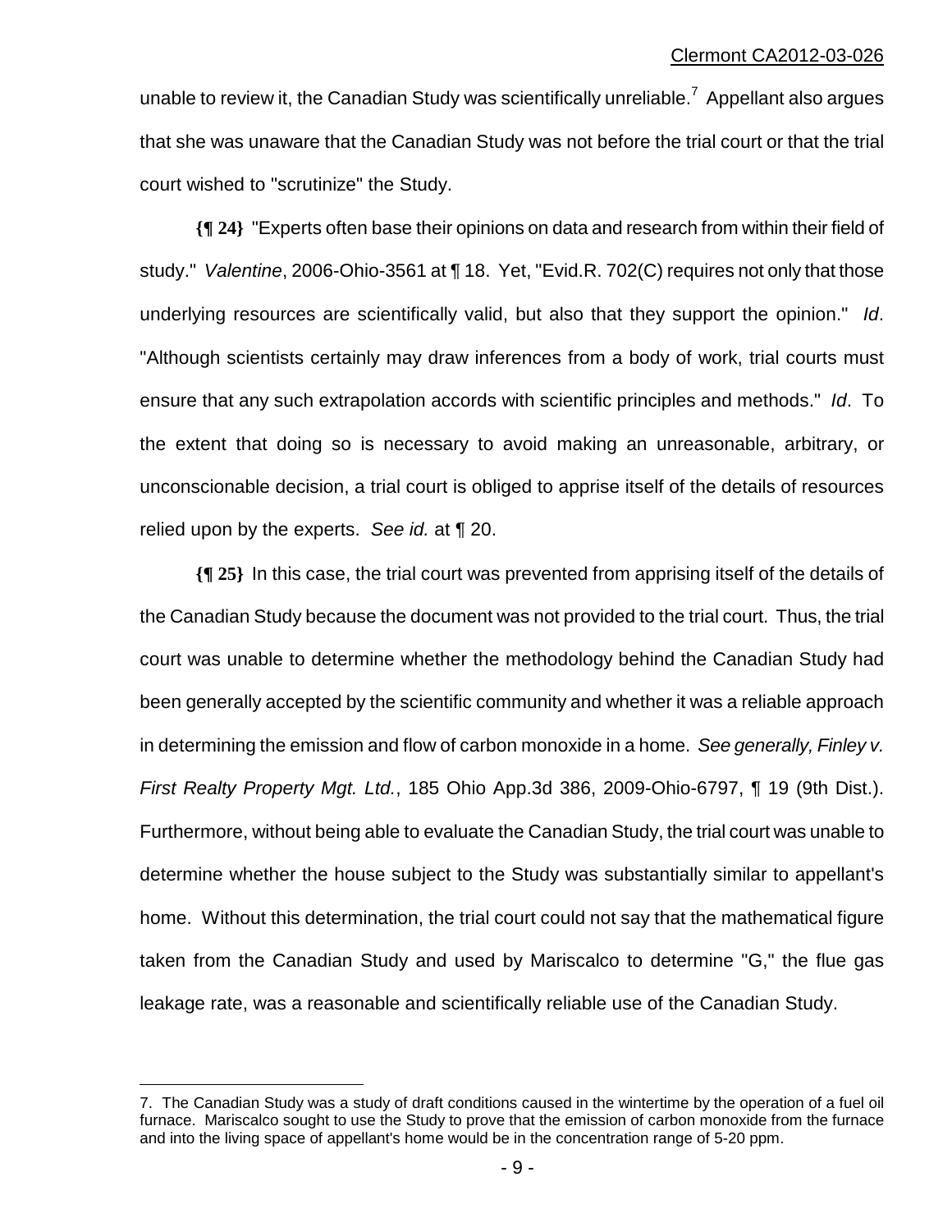unable to review it, the Canadian Study was scientifically unreliable.[7] Appellant also argues that she was unaware that the Canadian Study was not before the trial court or that the trial court wished to "scrutinize" the Study.

**{¶ 24}** "Experts often base their opinions on data and research from within their field of study." *Valentine*, 2006-Ohio-3561 at ¶ 18. Yet, "Evid.R. 702(C) requires not only that those underlying resources are scientifically valid, but also that they support the opinion." *Id*. "Although scientists certainly may draw inferences from a body of work, trial courts must ensure that any such extrapolation accords with scientific principles and methods." *Id*. To the extent that doing so is necessary to avoid making an unreasonable, arbitrary, or unconscionable decision, a trial court is obliged to apprise itself of the details of resources relied upon by the experts. *See id.* at ¶ 20.

**{¶ 25}** In this case, the trial court was prevented from apprising itself of the details of the Canadian Study because the document was not provided to the trial court. Thus, the trial court was unable to determine whether the methodology behind the Canadian Study had been generally accepted by the scientific community and whether it was a reliable approach in determining the emission and flow of carbon monoxide in a home. *See generally, Finley v. First Realty Property Mgt. Ltd.*, 185 Ohio App.3d 386, 2009-Ohio-6797, ¶ 19 (9th Dist.). Furthermore, without being able to evaluate the Canadian Study, the trial court was unable to determine whether the house subject to the Study was substantially similar to appellant's home. Without this determination, the trial court could not say that the mathematical figure taken from the Canadian Study and used by Mariscalco to determine "G," the flue gas leakage rate, was a reasonable and scientifically reliable use of the Canadian Study.

---

7. The Canadian Study was a study of draft conditions caused in the wintertime by the operation of a fuel oil furnace. Mariscalco sought to use the Study to prove that the emission of carbon monoxide from the furnace and into the living space of appellant's home would be in the concentration range of 5-20 ppm.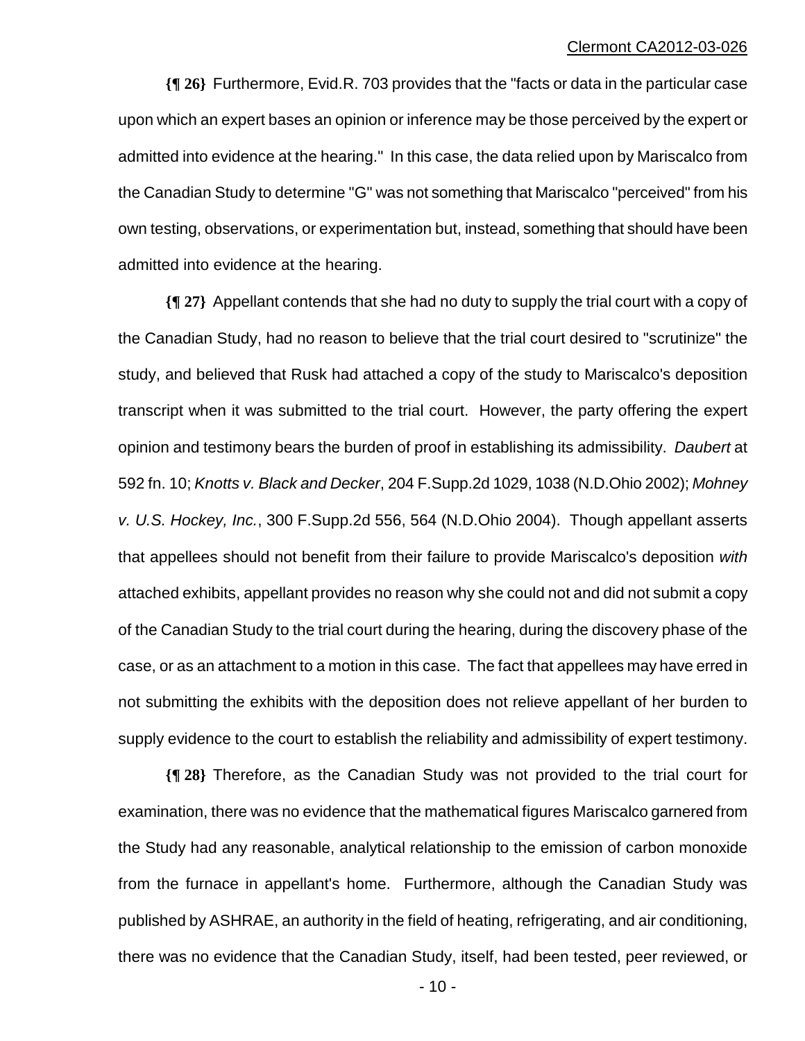**{¶ 26}** Furthermore, Evid.R. 703 provides that the "facts or data in the particular case upon which an expert bases an opinion or inference may be those perceived by the expert or admitted into evidence at the hearing." In this case, the data relied upon by Mariscalco from the Canadian Study to determine "G" was not something that Mariscalco "perceived" from his own testing, observations, or experimentation but, instead, something that should have been admitted into evidence at the hearing.

**{¶ 27}** Appellant contends that she had no duty to supply the trial court with a copy of the Canadian Study, had no reason to believe that the trial court desired to "scrutinize" the study, and believed that Rusk had attached a copy of the study to Mariscalco's deposition transcript when it was submitted to the trial court. However, the party offering the expert opinion and testimony bears the burden of proof in establishing its admissibility. *Daubert* at 592 fn. 10; *Knotts v. Black and Decker*, 204 F.Supp.2d 1029, 1038 (N.D.Ohio 2002); *Mohney v. U.S. Hockey, Inc.*, 300 F.Supp.2d 556, 564 (N.D.Ohio 2004). Though appellant asserts that appellees should not benefit from their failure to provide Mariscalco's deposition *with* attached exhibits, appellant provides no reason why she could not and did not submit a copy of the Canadian Study to the trial court during the hearing, during the discovery phase of the case, or as an attachment to a motion in this case. The fact that appellees may have erred in not submitting the exhibits with the deposition does not relieve appellant of her burden to supply evidence to the court to establish the reliability and admissibility of expert testimony.

**{¶ 28}** Therefore, as the Canadian Study was not provided to the trial court for examination, there was no evidence that the mathematical figures Mariscalco garnered from the Study had any reasonable, analytical relationship to the emission of carbon monoxide from the furnace in appellant's home. Furthermore, although the Canadian Study was published by ASHRAE, an authority in the field of heating, refrigerating, and air conditioning, there was no evidence that the Canadian Study, itself, had been tested, peer reviewed, or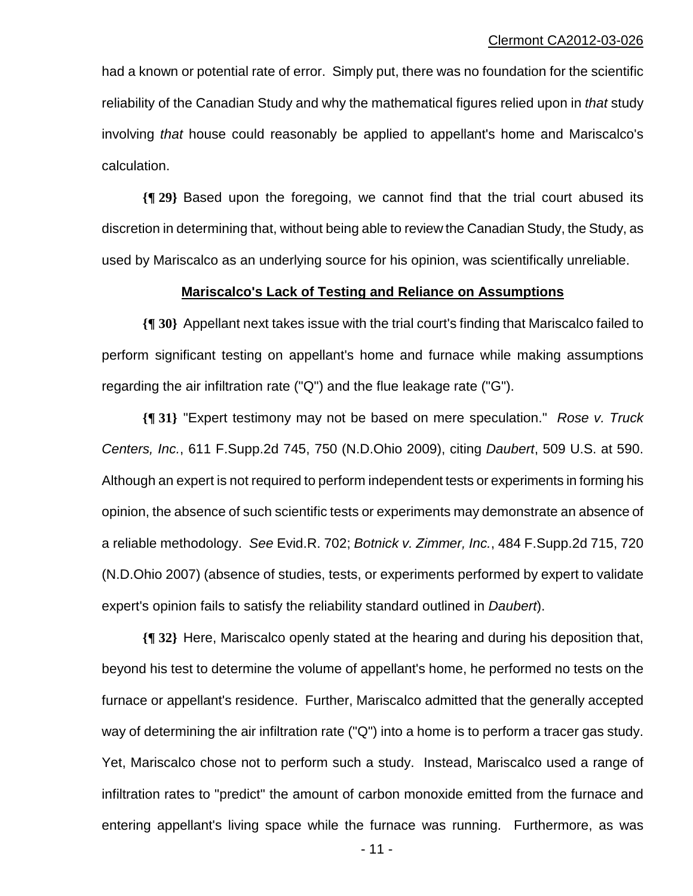had a known or potential rate of error. Simply put, there was no foundation for the scientific reliability of the Canadian Study and why the mathematical figures relied upon in *that* study involving *that* house could reasonably be applied to appellant's home and Mariscalco's calculation.

**{¶ 29}** Based upon the foregoing, we cannot find that the trial court abused its discretion in determining that, without being able to review the Canadian Study, the Study, as used by Mariscalco as an underlying source for his opinion, was scientifically unreliable.

**Mariscalco's Lack of Testing and Reliance on Assumptions**

**{¶ 30}** Appellant next takes issue with the trial court's finding that Mariscalco failed to perform significant testing on appellant's home and furnace while making assumptions regarding the air infiltration rate ("Q") and the flue leakage rate ("G").

**{¶ 31}** "Expert testimony may not be based on mere speculation." *Rose v. Truck Centers, Inc.*, 611 F.Supp.2d 745, 750 (N.D.Ohio 2009), citing *Daubert*, 509 U.S. at 590. Although an expert is not required to perform independent tests or experiments in forming his opinion, the absence of such scientific tests or experiments may demonstrate an absence of a reliable methodology. *See* Evid.R. 702; *Botnick v. Zimmer, Inc.*, 484 F.Supp.2d 715, 720 (N.D.Ohio 2007) (absence of studies, tests, or experiments performed by expert to validate expert's opinion fails to satisfy the reliability standard outlined in *Daubert*).

**{¶ 32}** Here, Mariscalco openly stated at the hearing and during his deposition that, beyond his test to determine the volume of appellant's home, he performed no tests on the furnace or appellant's residence. Further, Mariscalco admitted that the generally accepted way of determining the air infiltration rate ("Q") into a home is to perform a tracer gas study. Yet, Mariscalco chose not to perform such a study. Instead, Mariscalco used a range of infiltration rates to "predict" the amount of carbon monoxide emitted from the furnace and entering appellant's living space while the furnace was running. Furthermore, as was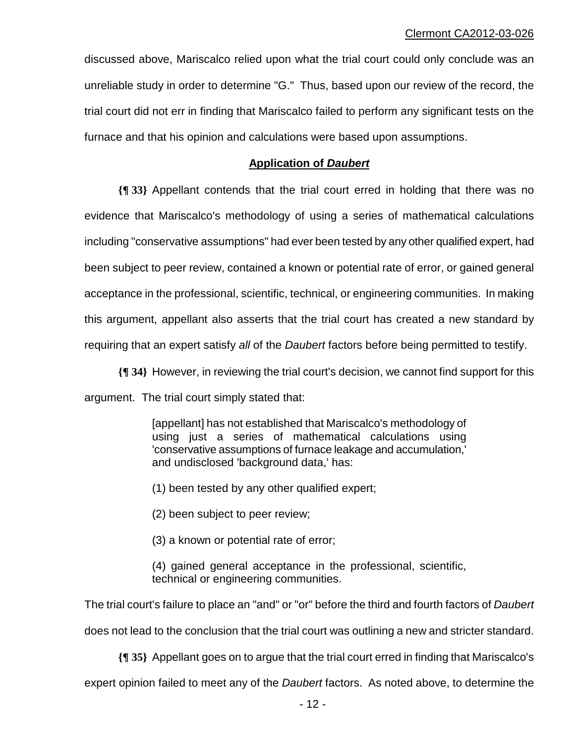discussed above, Mariscalco relied upon what the trial court could only conclude was an unreliable study in order to determine "G." Thus, based upon our review of the record, the trial court did not err in finding that Mariscalco failed to perform any significant tests on the furnace and that his opinion and calculations were based upon assumptions.

**Application of *Daubert***

**{¶ 33}** Appellant contends that the trial court erred in holding that there was no evidence that Mariscalco's methodology of using a series of mathematical calculations including "conservative assumptions" had ever been tested by any other qualified expert, had been subject to peer review, contained a known or potential rate of error, or gained general acceptance in the professional, scientific, technical, or engineering communities. In making this argument, appellant also asserts that the trial court has created a new standard by requiring that an expert satisfy *all* of the *Daubert* factors before being permitted to testify.

**{¶ 34}** However, in reviewing the trial court's decision, we cannot find support for this argument. The trial court simply stated that:

> [appellant] has not established that Mariscalco's methodology of using just a series of mathematical calculations using 'conservative assumptions of furnace leakage and accumulation,' and undisclosed 'background data,' has:
>
> (1) been tested by any other qualified expert;
>
> (2) been subject to peer review;
>
> (3) a known or potential rate of error;
>
> (4) gained general acceptance in the professional, scientific, technical or engineering communities.

The trial court's failure to place an "and" or "or" before the third and fourth factors of *Daubert* does not lead to the conclusion that the trial court was outlining a new and stricter standard.

**{¶ 35}** Appellant goes on to argue that the trial court erred in finding that Mariscalco's expert opinion failed to meet any of the *Daubert* factors. As noted above, to determine the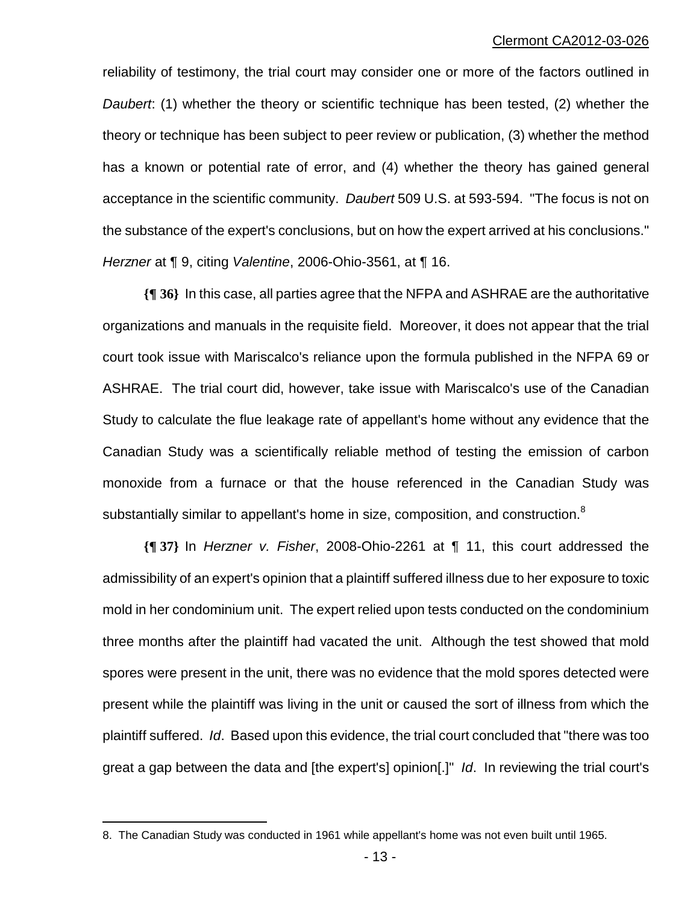reliability of testimony, the trial court may consider one or more of the factors outlined in *Daubert*: (1) whether the theory or scientific technique has been tested, (2) whether the theory or technique has been subject to peer review or publication, (3) whether the method has a known or potential rate of error, and (4) whether the theory has gained general acceptance in the scientific community. *Daubert* 509 U.S. at 593-594. "The focus is not on the substance of the expert's conclusions, but on how the expert arrived at his conclusions." *Herzner* at ¶ 9, citing *Valentine*, 2006-Ohio-3561, at ¶ 16.

**{¶ 36}** In this case, all parties agree that the NFPA and ASHRAE are the authoritative organizations and manuals in the requisite field. Moreover, it does not appear that the trial court took issue with Mariscalco's reliance upon the formula published in the NFPA 69 or ASHRAE. The trial court did, however, take issue with Mariscalco's use of the Canadian Study to calculate the flue leakage rate of appellant's home without any evidence that the Canadian Study was a scientifically reliable method of testing the emission of carbon monoxide from a furnace or that the house referenced in the Canadian Study was substantially similar to appellant's home in size, composition, and construction.[8]

**{¶ 37}** In *Herzner v. Fisher*, 2008-Ohio-2261 at ¶ 11, this court addressed the admissibility of an expert's opinion that a plaintiff suffered illness due to her exposure to toxic mold in her condominium unit. The expert relied upon tests conducted on the condominium three months after the plaintiff had vacated the unit. Although the test showed that mold spores were present in the unit, there was no evidence that the mold spores detected were present while the plaintiff was living in the unit or caused the sort of illness from which the plaintiff suffered. *Id*. Based upon this evidence, the trial court concluded that "there was too great a gap between the data and [the expert's] opinion[.]" *Id*. In reviewing the trial court's

---

8. The Canadian Study was conducted in 1961 while appellant's home was not even built until 1965.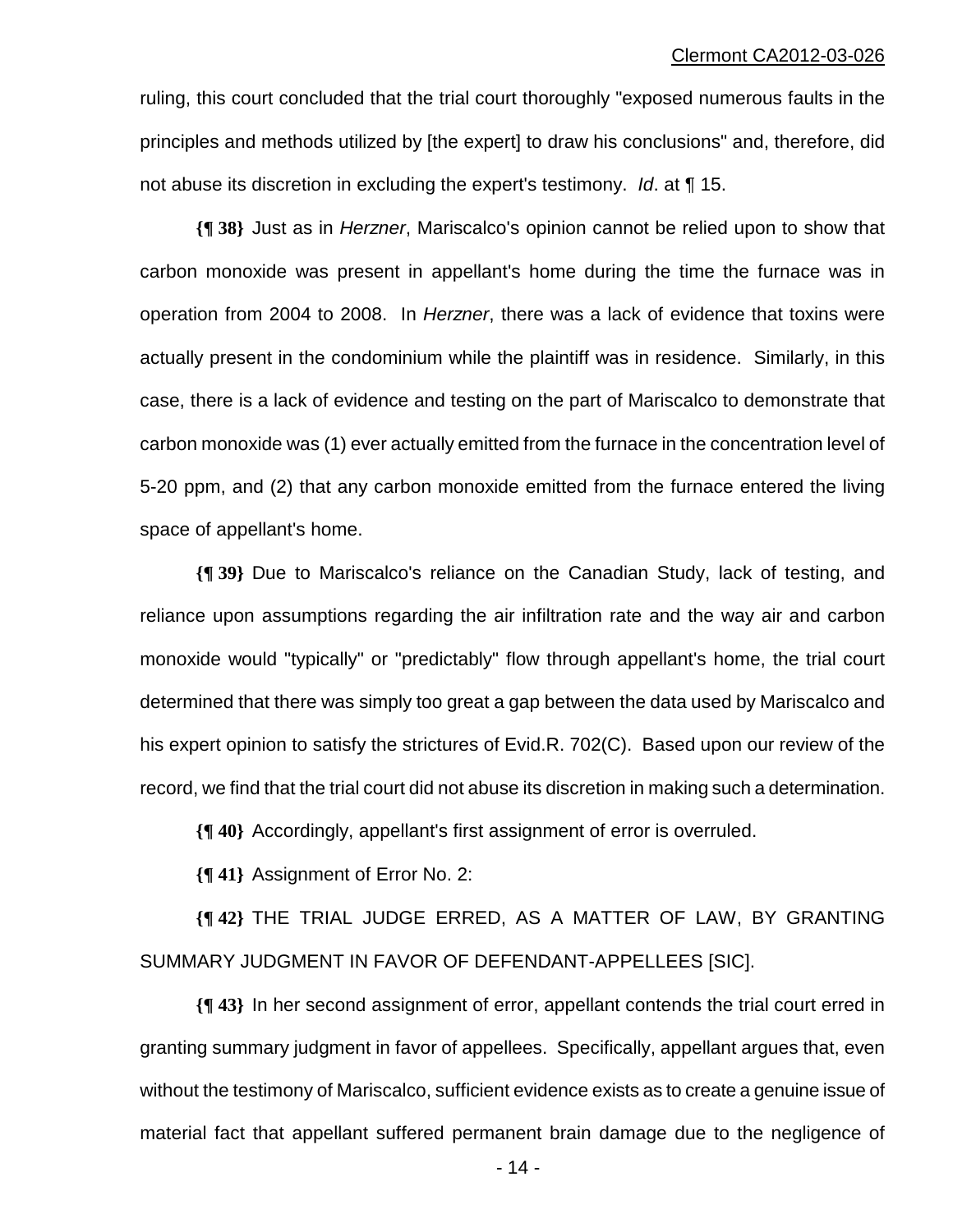ruling, this court concluded that the trial court thoroughly "exposed numerous faults in the principles and methods utilized by [the expert] to draw his conclusions" and, therefore, did not abuse its discretion in excluding the expert's testimony. *Id*. at ¶ 15.

**{¶ 38}** Just as in *Herzner*, Mariscalco's opinion cannot be relied upon to show that carbon monoxide was present in appellant's home during the time the furnace was in operation from 2004 to 2008. In *Herzner*, there was a lack of evidence that toxins were actually present in the condominium while the plaintiff was in residence. Similarly, in this case, there is a lack of evidence and testing on the part of Mariscalco to demonstrate that carbon monoxide was (1) ever actually emitted from the furnace in the concentration level of 5-20 ppm, and (2) that any carbon monoxide emitted from the furnace entered the living space of appellant's home.

**{¶ 39}** Due to Mariscalco's reliance on the Canadian Study, lack of testing, and reliance upon assumptions regarding the air infiltration rate and the way air and carbon monoxide would "typically" or "predictably" flow through appellant's home, the trial court determined that there was simply too great a gap between the data used by Mariscalco and his expert opinion to satisfy the strictures of Evid.R. 702(C). Based upon our review of the record, we find that the trial court did not abuse its discretion in making such a determination.

**{¶ 40}** Accordingly, appellant's first assignment of error is overruled.

**{¶ 41}** Assignment of Error No. 2:

**{¶ 42}** THE TRIAL JUDGE ERRED, AS A MATTER OF LAW, BY GRANTING SUMMARY JUDGMENT IN FAVOR OF DEFENDANT-APPELLEES [SIC].

**{¶ 43}** In her second assignment of error, appellant contends the trial court erred in granting summary judgment in favor of appellees. Specifically, appellant argues that, even without the testimony of Mariscalco, sufficient evidence exists as to create a genuine issue of material fact that appellant suffered permanent brain damage due to the negligence of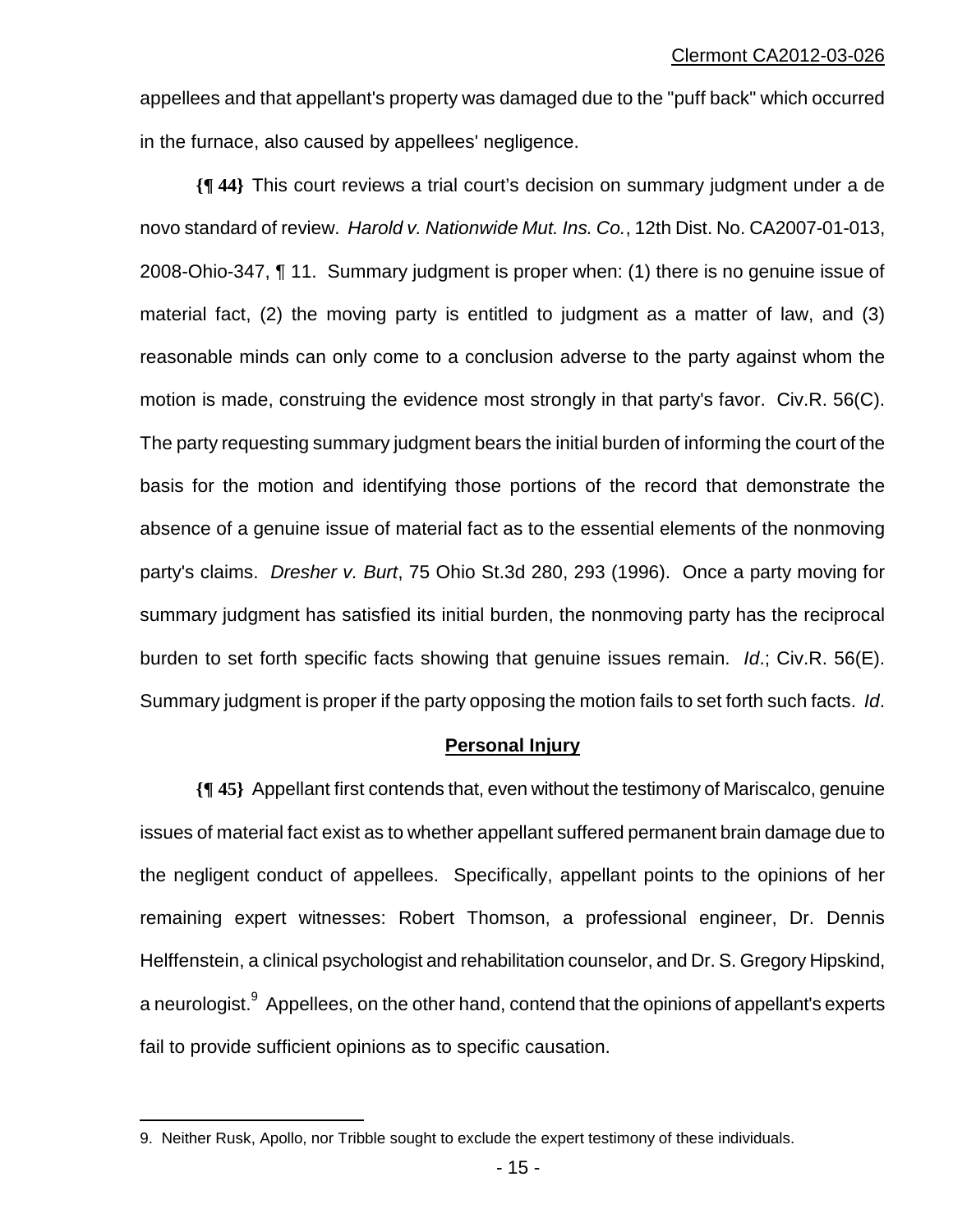appellees and that appellant's property was damaged due to the "puff back" which occurred in the furnace, also caused by appellees' negligence.

**{¶ 44}** This court reviews a trial court's decision on summary judgment under a de novo standard of review. *Harold v. Nationwide Mut. Ins. Co.*, 12th Dist. No. CA2007-01-013, 2008-Ohio-347, ¶ 11. Summary judgment is proper when: (1) there is no genuine issue of material fact, (2) the moving party is entitled to judgment as a matter of law, and (3) reasonable minds can only come to a conclusion adverse to the party against whom the motion is made, construing the evidence most strongly in that party's favor. Civ.R. 56(C). The party requesting summary judgment bears the initial burden of informing the court of the basis for the motion and identifying those portions of the record that demonstrate the absence of a genuine issue of material fact as to the essential elements of the nonmoving party's claims. *Dresher v. Burt*, 75 Ohio St.3d 280, 293 (1996). Once a party moving for summary judgment has satisfied its initial burden, the nonmoving party has the reciprocal burden to set forth specific facts showing that genuine issues remain. *Id*.; Civ.R. 56(E). Summary judgment is proper if the party opposing the motion fails to set forth such facts. *Id*.

**Personal Injury**

**{¶ 45}** Appellant first contends that, even without the testimony of Mariscalco, genuine issues of material fact exist as to whether appellant suffered permanent brain damage due to the negligent conduct of appellees. Specifically, appellant points to the opinions of her remaining expert witnesses: Robert Thomson, a professional engineer, Dr. Dennis Helffenstein, a clinical psychologist and rehabilitation counselor, and Dr. S. Gregory Hipskind, a neurologist.[9] Appellees, on the other hand, contend that the opinions of appellant's experts fail to provide sufficient opinions as to specific causation.

---

9. Neither Rusk, Apollo, nor Tribble sought to exclude the expert testimony of these individuals.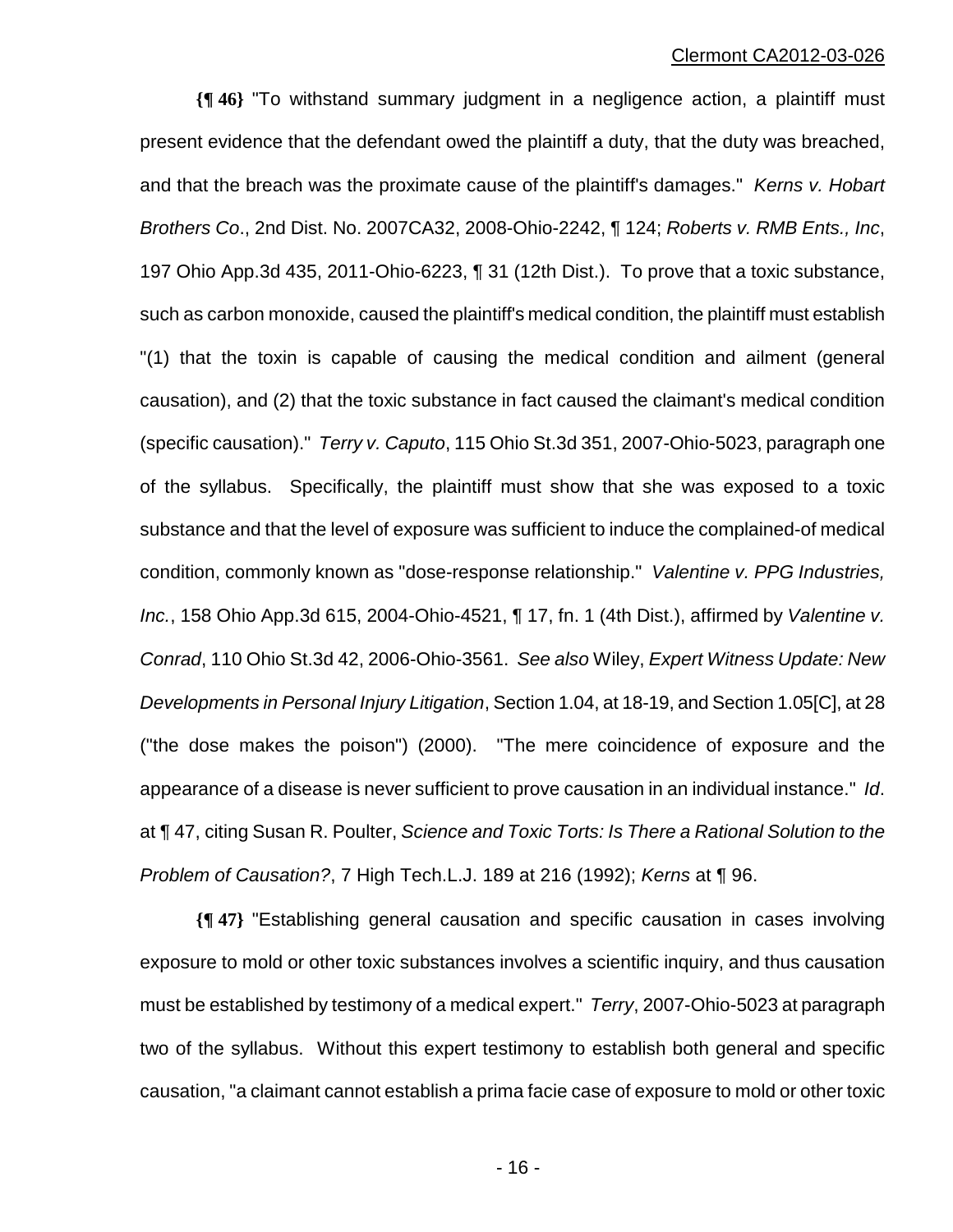**{¶ 46}** "To withstand summary judgment in a negligence action, a plaintiff must present evidence that the defendant owed the plaintiff a duty, that the duty was breached, and that the breach was the proximate cause of the plaintiff's damages." *Kerns v. Hobart Brothers Co*., 2nd Dist. No. 2007CA32, 2008-Ohio-2242, ¶ 124; *Roberts v. RMB Ents., Inc*, 197 Ohio App.3d 435, 2011-Ohio-6223, ¶ 31 (12th Dist.). To prove that a toxic substance, such as carbon monoxide, caused the plaintiff's medical condition, the plaintiff must establish "(1) that the toxin is capable of causing the medical condition and ailment (general causation), and (2) that the toxic substance in fact caused the claimant's medical condition (specific causation)." *Terry v. Caputo*, 115 Ohio St.3d 351, 2007-Ohio-5023, paragraph one of the syllabus. Specifically, the plaintiff must show that she was exposed to a toxic substance and that the level of exposure was sufficient to induce the complained-of medical condition, commonly known as "dose-response relationship." *Valentine v. PPG Industries, Inc.*, 158 Ohio App.3d 615, 2004-Ohio-4521, ¶ 17, fn. 1 (4th Dist.), affirmed by *Valentine v. Conrad*, 110 Ohio St.3d 42, 2006-Ohio-3561. *See also* Wiley, *Expert Witness Update: New Developments in Personal Injury Litigation*, Section 1.04, at 18-19, and Section 1.05[C], at 28 ("the dose makes the poison") (2000). "The mere coincidence of exposure and the appearance of a disease is never sufficient to prove causation in an individual instance." *Id*. at ¶ 47, citing Susan R. Poulter, *Science and Toxic Torts: Is There a Rational Solution to the Problem of Causation?*, 7 High Tech.L.J. 189 at 216 (1992); *Kerns* at ¶ 96.

**{¶ 47}** "Establishing general causation and specific causation in cases involving exposure to mold or other toxic substances involves a scientific inquiry, and thus causation must be established by testimony of a medical expert." *Terry*, 2007-Ohio-5023 at paragraph two of the syllabus. Without this expert testimony to establish both general and specific causation, "a claimant cannot establish a prima facie case of exposure to mold or other toxic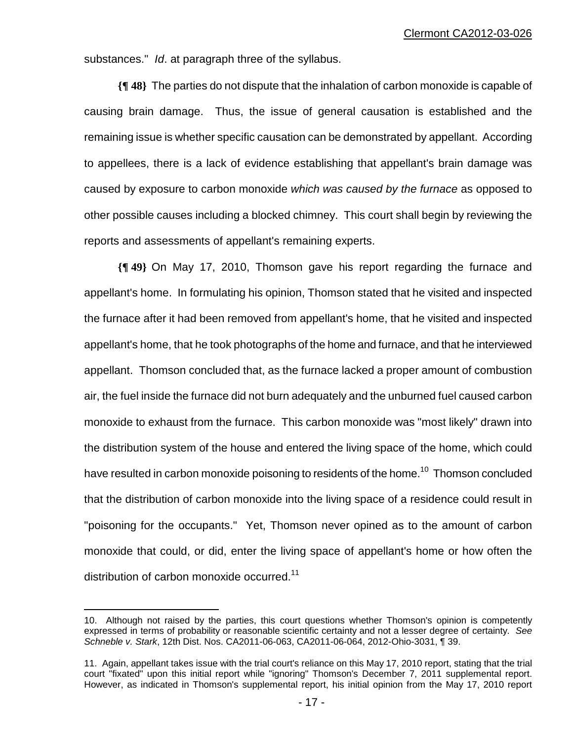substances." *Id*. at paragraph three of the syllabus.

**{¶ 48}** The parties do not dispute that the inhalation of carbon monoxide is capable of causing brain damage. Thus, the issue of general causation is established and the remaining issue is whether specific causation can be demonstrated by appellant. According to appellees, there is a lack of evidence establishing that appellant's brain damage was caused by exposure to carbon monoxide *which was caused by the furnace* as opposed to other possible causes including a blocked chimney. This court shall begin by reviewing the reports and assessments of appellant's remaining experts.

**{¶ 49}** On May 17, 2010, Thomson gave his report regarding the furnace and appellant's home. In formulating his opinion, Thomson stated that he visited and inspected the furnace after it had been removed from appellant's home, that he visited and inspected appellant's home, that he took photographs of the home and furnace, and that he interviewed appellant. Thomson concluded that, as the furnace lacked a proper amount of combustion air, the fuel inside the furnace did not burn adequately and the unburned fuel caused carbon monoxide to exhaust from the furnace. This carbon monoxide was "most likely" drawn into the distribution system of the house and entered the living space of the home, which could have resulted in carbon monoxide poisoning to residents of the home.[10] Thomson concluded that the distribution of carbon monoxide into the living space of a residence could result in "poisoning for the occupants." Yet, Thomson never opined as to the amount of carbon monoxide that could, or did, enter the living space of appellant's home or how often the distribution of carbon monoxide occurred.[11]

---

10. Although not raised by the parties, this court questions whether Thomson's opinion is competently expressed in terms of probability or reasonable scientific certainty and not a lesser degree of certainty. *See Schneble v. Stark*, 12th Dist. Nos. CA2011-06-063, CA2011-06-064, 2012-Ohio-3031, ¶ 39.

11. Again, appellant takes issue with the trial court's reliance on this May 17, 2010 report, stating that the trial court "fixated" upon this initial report while "ignoring" Thomson's December 7, 2011 supplemental report. However, as indicated in Thomson's supplemental report, his initial opinion from the May 17, 2010 report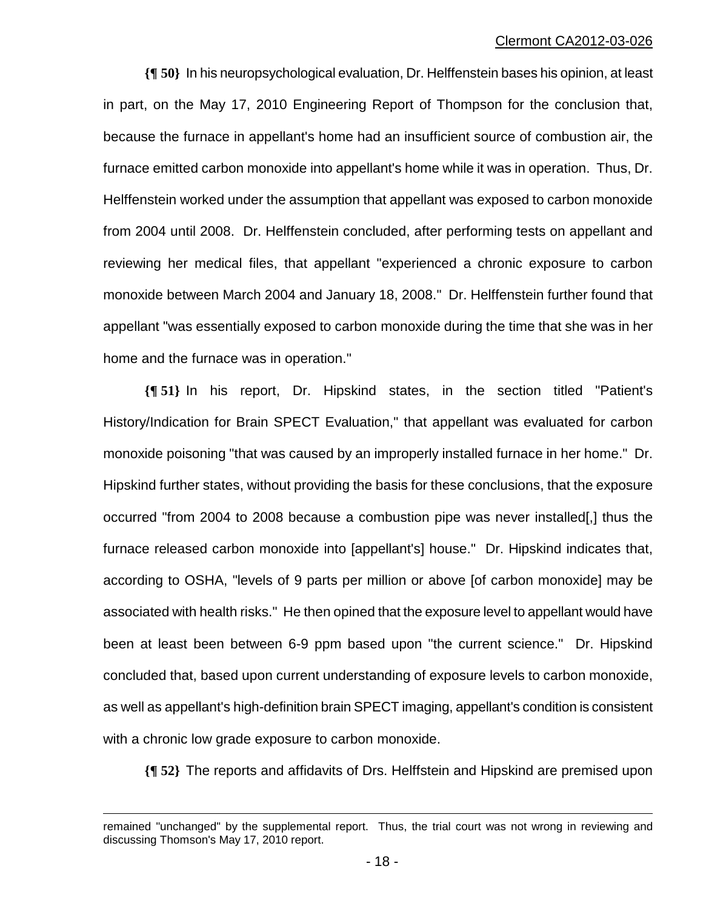**{¶ 50}** In his neuropsychological evaluation, Dr. Helffenstein bases his opinion, at least in part, on the May 17, 2010 Engineering Report of Thompson for the conclusion that, because the furnace in appellant's home had an insufficient source of combustion air, the furnace emitted carbon monoxide into appellant's home while it was in operation. Thus, Dr. Helffenstein worked under the assumption that appellant was exposed to carbon monoxide from 2004 until 2008. Dr. Helffenstein concluded, after performing tests on appellant and reviewing her medical files, that appellant "experienced a chronic exposure to carbon monoxide between March 2004 and January 18, 2008." Dr. Helffenstein further found that appellant "was essentially exposed to carbon monoxide during the time that she was in her home and the furnace was in operation."

**{¶ 51}** In his report, Dr. Hipskind states, in the section titled "Patient's History/Indication for Brain SPECT Evaluation," that appellant was evaluated for carbon monoxide poisoning "that was caused by an improperly installed furnace in her home." Dr. Hipskind further states, without providing the basis for these conclusions, that the exposure occurred "from 2004 to 2008 because a combustion pipe was never installed[,] thus the furnace released carbon monoxide into [appellant's] house." Dr. Hipskind indicates that, according to OSHA, "levels of 9 parts per million or above [of carbon monoxide] may be associated with health risks." He then opined that the exposure level to appellant would have been at least been between 6-9 ppm based upon "the current science." Dr. Hipskind concluded that, based upon current understanding of exposure levels to carbon monoxide, as well as appellant's high-definition brain SPECT imaging, appellant's condition is consistent with a chronic low grade exposure to carbon monoxide.

**{¶ 52}** The reports and affidavits of Drs. Helffstein and Hipskind are premised upon

---

remained "unchanged" by the supplemental report. Thus, the trial court was not wrong in reviewing and discussing Thomson's May 17, 2010 report.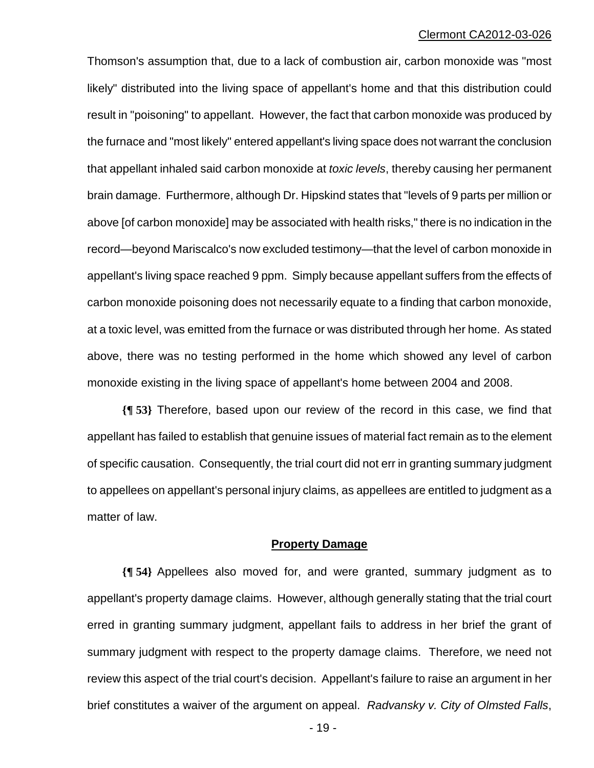Thomson's assumption that, due to a lack of combustion air, carbon monoxide was "most likely" distributed into the living space of appellant's home and that this distribution could result in "poisoning" to appellant. However, the fact that carbon monoxide was produced by the furnace and "most likely" entered appellant's living space does not warrant the conclusion that appellant inhaled said carbon monoxide at *toxic levels*, thereby causing her permanent brain damage. Furthermore, although Dr. Hipskind states that "levels of 9 parts per million or above [of carbon monoxide] may be associated with health risks," there is no indication in the record—beyond Mariscalco's now excluded testimony—that the level of carbon monoxide in appellant's living space reached 9 ppm. Simply because appellant suffers from the effects of carbon monoxide poisoning does not necessarily equate to a finding that carbon monoxide, at a toxic level, was emitted from the furnace or was distributed through her home. As stated above, there was no testing performed in the home which showed any level of carbon monoxide existing in the living space of appellant's home between 2004 and 2008.

**{¶ 53}** Therefore, based upon our review of the record in this case, we find that appellant has failed to establish that genuine issues of material fact remain as to the element of specific causation. Consequently, the trial court did not err in granting summary judgment to appellees on appellant's personal injury claims, as appellees are entitled to judgment as a matter of law.

## Property Damage

**{¶ 54}** Appellees also moved for, and were granted, summary judgment as to appellant's property damage claims. However, although generally stating that the trial court erred in granting summary judgment, appellant fails to address in her brief the grant of summary judgment with respect to the property damage claims. Therefore, we need not review this aspect of the trial court's decision. Appellant's failure to raise an argument in her brief constitutes a waiver of the argument on appeal. *Radvansky v. City of Olmsted Falls*,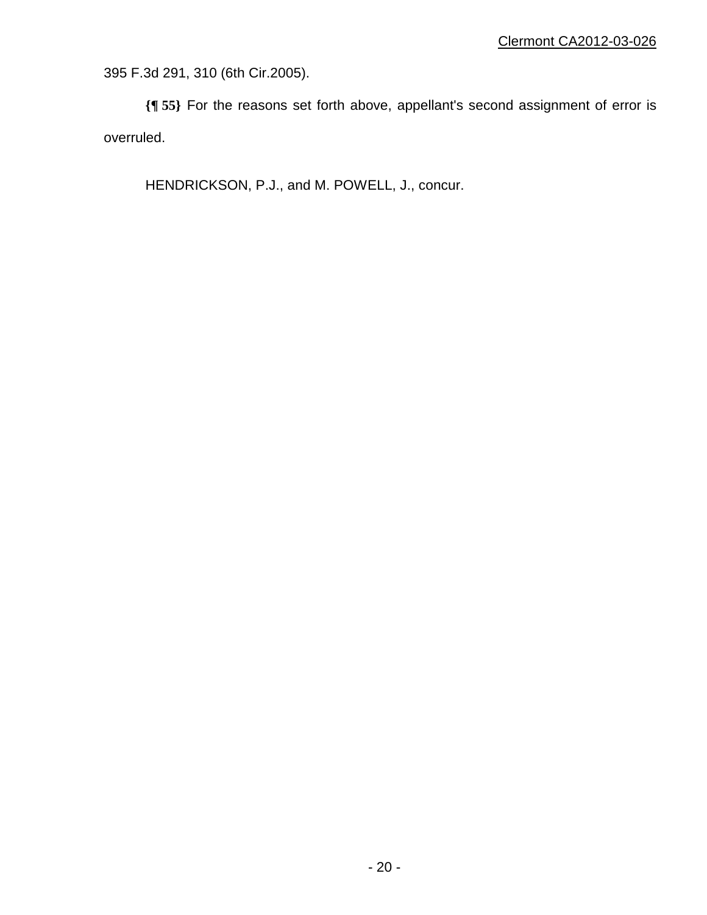395 F.3d 291, 310 (6th Cir.2005).

**{¶ 55}** For the reasons set forth above, appellant's second assignment of error is overruled.

HENDRICKSON, P.J., and M. POWELL, J., concur.